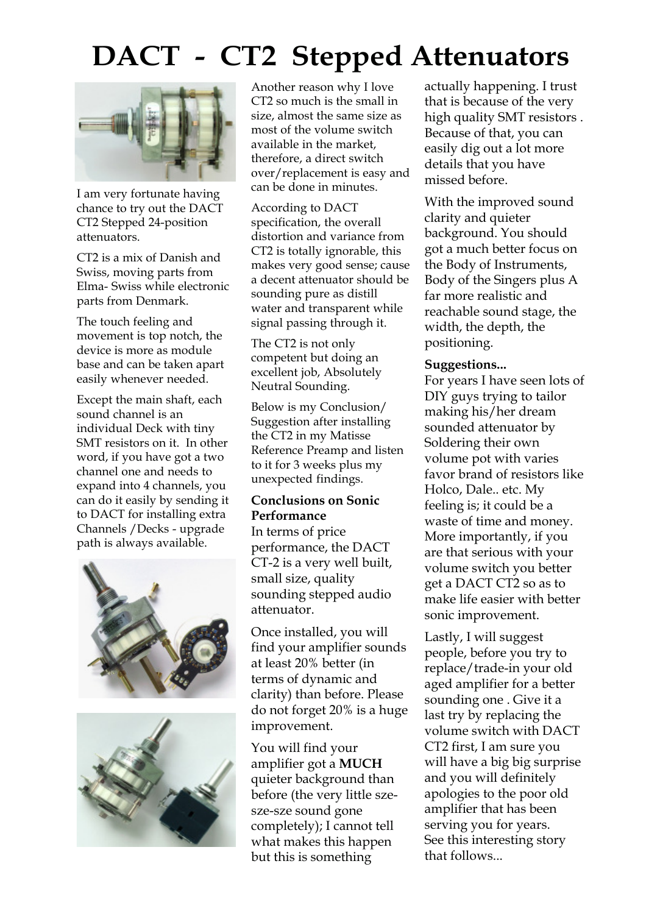# DACT - CT2 Stepped Attenuators

I am very fortunate having chance to try out the DACT CT2 Stepped 24-position attenuators.

CT2 is a mix of Danish and Swiss, moving parts from Elma- Swiss while electronic parts from Denmark.

The touch feeling and movement is top notch, the device is more as module base and can be taken apart easily whenever needed.

Except the main shaft, each sound channel is an individual Deck with tiny SMT resistors on it. In other word, if you have got a two channel one and needs to expand into 4 channels, you can do it easily by sending it to DACT for installing extra Channels /Decks - upgrade path is always available.

Another reason why I love CT2 so much is the small in size, almost the same size as most of the volume switch available in the market, therefore, a direct switch over/replacement is easy and can be done in minutes.

According to DACT specification, the overall distortion and variance from CT2 is totally ignorable, this makes very good sense; cause a decent attenuator should be sounding pure as distill water and transparent while signal passing through it.

The CT2 is not only competent but doing an excellent job, Absolutely Neutral Sounding.

Below is my Conclusion/ Suggestion after installing the CT2 in my Matisse Reference Preamp and listen to it for 3 weeks plus my unexpected findings.

**Conclusions on Sonic Performance**
In terms of price performance, the DACT CT-2 is a very well built, small size, quality sounding stepped audio attenuator.

Once installed, you will find your amplifier sounds at least 20% better (in terms of dynamic and clarity) than before. Please do not forget 20% is a huge improvement.

You will find your amplifier got a **MUCH** quieter background than before (the very little sze-sze-sze sound gone completely); I cannot tell what makes this happen but this is something actually happening. I trust that is because of the very high quality SMT resistors . Because of that, you can easily dig out a lot more details that you have missed before.

With the improved sound clarity and quieter background. You should got a much better focus on the Body of Instruments, Body of the Singers plus A far more realistic and reachable sound stage, the width, the depth, the positioning.

**Suggestions...**
For years I have seen lots of DIY guys trying to tailor making his/her dream sounded attenuator by Soldering their own volume pot with varies favor brand of resistors like Holco, Dale.. etc. My feeling is; it could be a waste of time and money. More importantly, if you are that serious with your volume switch you better get a DACT CT2 so as to make life easier with better sonic improvement.

Lastly, I will suggest people, before you try to replace/trade-in your old aged amplifier for a better sounding one . Give it a last try by replacing the volume switch with DACT CT2 first, I am sure you will have a big big surprise and you will definitely apologies to the poor old amplifier that has been serving you for years.
See this interesting story that follows...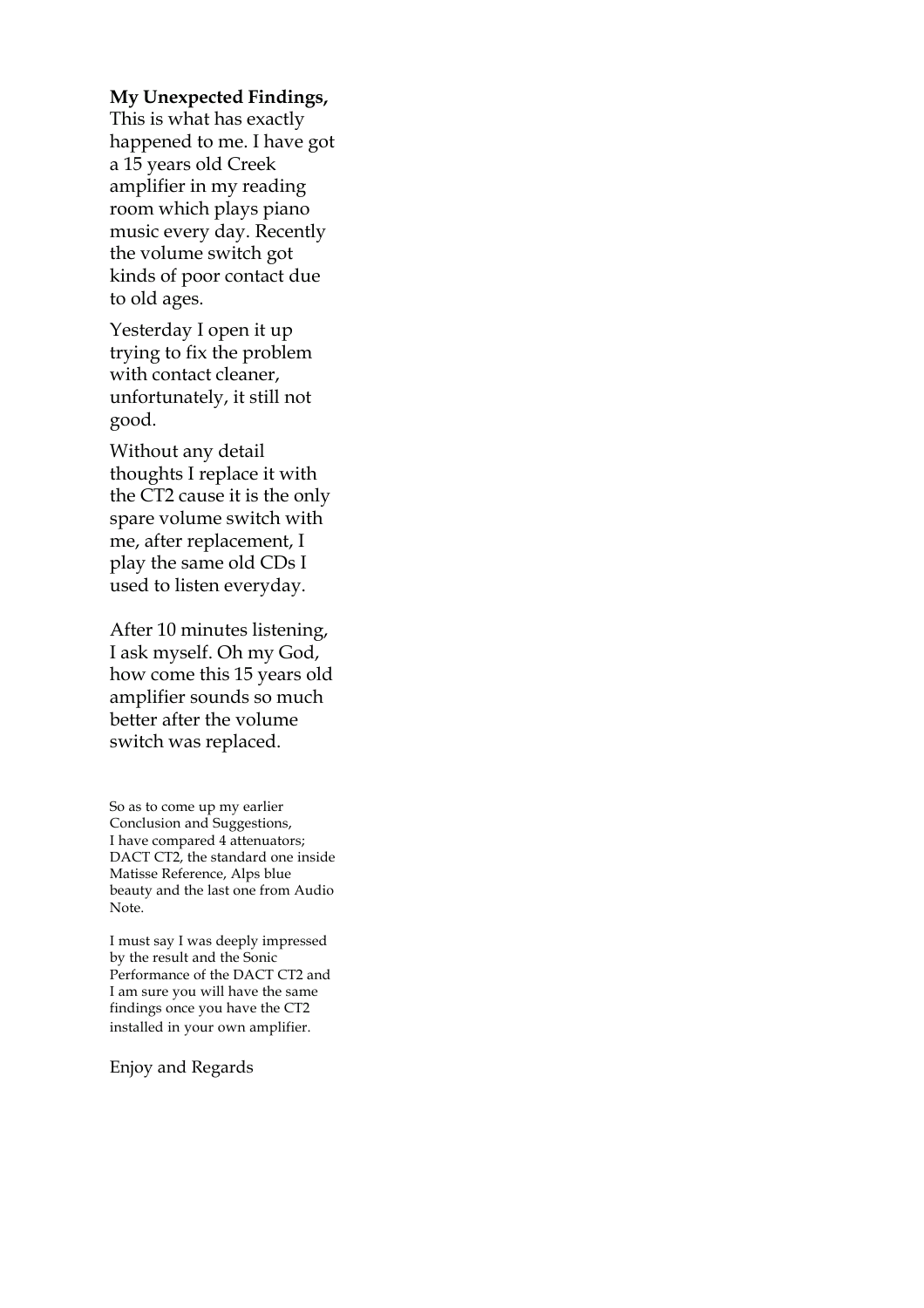**My Unexpected Findings,**
This is what has exactly happened to me. I have got a 15 years old Creek amplifier in my reading room which plays piano music every day. Recently the volume switch got kinds of poor contact due to old ages.

Yesterday I open it up trying to fix the problem with contact cleaner, unfortunately, it still not good.

Without any detail thoughts I replace it with the CT2 cause it is the only spare volume switch with me, after replacement, I play the same old CDs I used to listen everyday.

After 10 minutes listening, I ask myself. Oh my God, how come this 15 years old amplifier sounds so much better after the volume switch was replaced.

So as to come up my earlier Conclusion and Suggestions, I have compared 4 attenuators; DACT CT2, the standard one inside Matisse Reference, Alps blue beauty and the last one from Audio Note.

I must say I was deeply impressed by the result and the Sonic Performance of the DACT CT2 and I am sure you will have the same findings once you have the CT2 installed in your own amplifier.

Enjoy and Regards